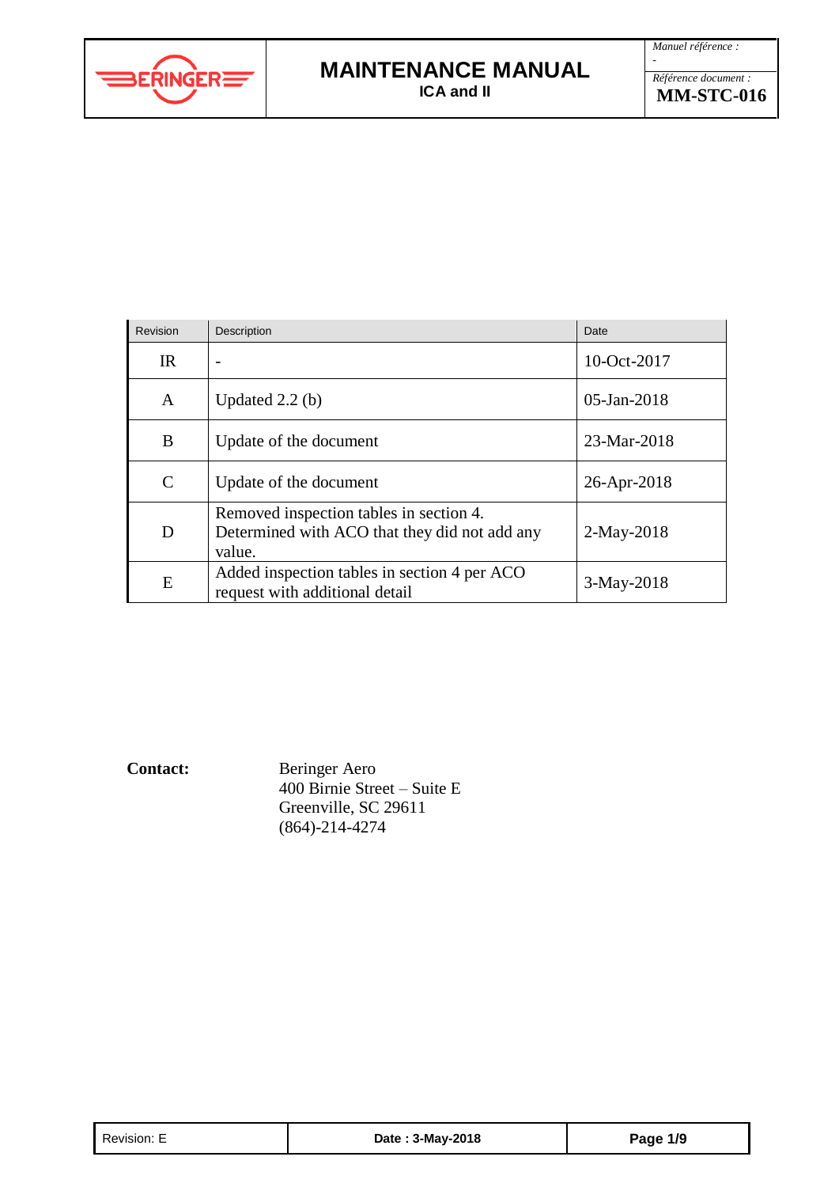# MAINTENANCE MANUAL

**ICA and II**

*Manuel référence :* -

*Référence document :* **MM-STC-016**

| Revision | Description | Date |
|---|---|---|
| IR | - | 10-Oct-2017 |
| A | Updated 2.2 (b) | 05-Jan-2018 |
| B | Update of the document | 23-Mar-2018 |
| C | Update of the document | 26-Apr-2018 |
| D | Removed inspection tables in section 4. Determined with ACO that they did not add any value. | 2-May-2018 |
| E | Added inspection tables in section 4 per ACO request with additional detail | 3-May-2018 |

**Contact:**

Beringer Aero
400 Birnie Street – Suite E
Greenville, SC 29611
(864)-214-4274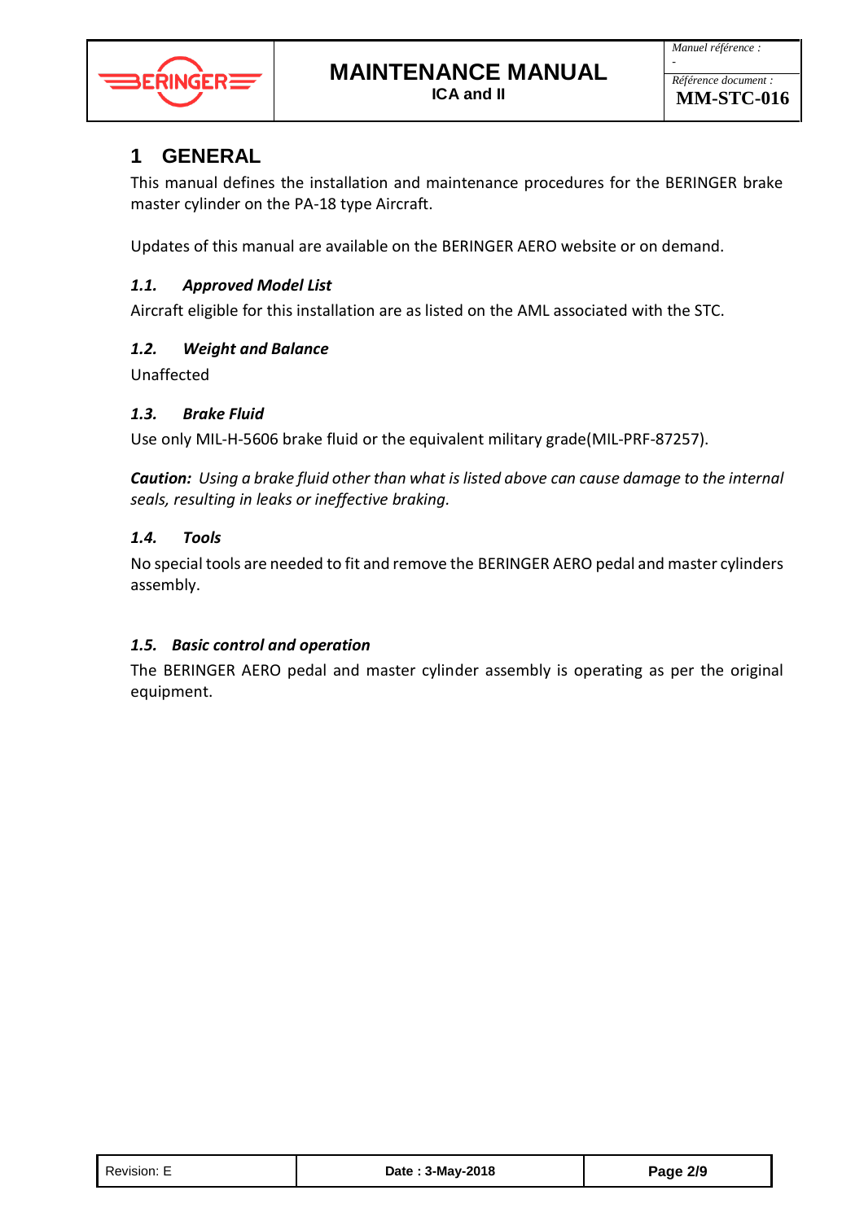# 1 GENERAL

This manual defines the installation and maintenance procedures for the BERINGER brake master cylinder on the PA-18 type Aircraft.

Updates of this manual are available on the BERINGER AERO website or on demand.

### *1.1. Approved Model List*

Aircraft eligible for this installation are as listed on the AML associated with the STC.

### *1.2. Weight and Balance*

Unaffected

### *1.3. Brake Fluid*

Use only MIL-H-5606 brake fluid or the equivalent military grade(MIL-PRF-87257).

***Caution:*** *Using a brake fluid other than what is listed above can cause damage to the internal seals, resulting in leaks or ineffective braking.*

### *1.4. Tools*

No special tools are needed to fit and remove the BERINGER AERO pedal and master cylinders assembly.

### *1.5. Basic control and operation*

The BERINGER AERO pedal and master cylinder assembly is operating as per the original equipment.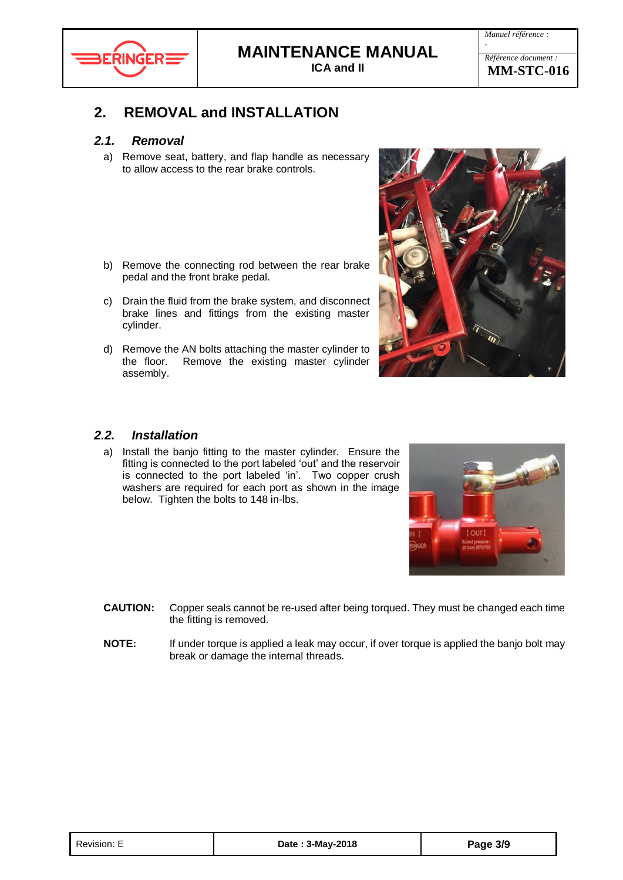## 2. REMOVAL and INSTALLATION

### *2.1. Removal*

a) Remove seat, battery, and flap handle as necessary to allow access to the rear brake controls.

b) Remove the connecting rod between the rear brake pedal and the front brake pedal.

c) Drain the fluid from the brake system, and disconnect brake lines and fittings from the existing master cylinder.

d) Remove the AN bolts attaching the master cylinder to the floor. Remove the existing master cylinder assembly.

### *2.2. Installation*

a) Install the banjo fitting to the master cylinder. Ensure the fitting is connected to the port labeled 'out' and the reservoir is connected to the port labeled 'in'. Two copper crush washers are required for each port as shown in the image below. Tighten the bolts to 148 in-lbs.

**CAUTION:** Copper seals cannot be re-used after being torqued. They must be changed each time the fitting is removed.

**NOTE:** If under torque is applied a leak may occur, if over torque is applied the banjo bolt may break or damage the internal threads.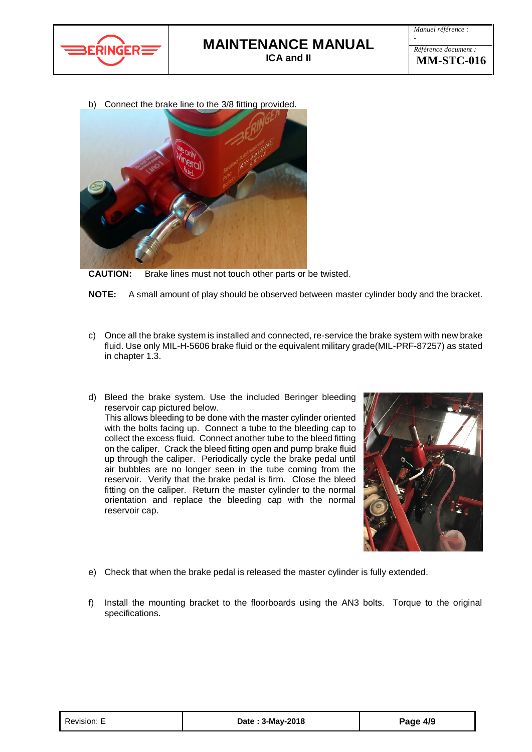b) Connect the brake line to the 3/8 fitting provided.

**CAUTION:** Brake lines must not touch other parts or be twisted.

**NOTE:** A small amount of play should be observed between master cylinder body and the bracket.

c) Once all the brake system is installed and connected, re-service the brake system with new brake fluid. Use only MIL-H-5606 brake fluid or the equivalent military grade(MIL-PRF-87257) as stated in chapter 1.3.

d) Bleed the brake system. Use the included Beringer bleeding reservoir cap pictured below.
This allows bleeding to be done with the master cylinder oriented with the bolts facing up. Connect a tube to the bleeding cap to collect the excess fluid. Connect another tube to the bleed fitting on the caliper. Crack the bleed fitting open and pump brake fluid up through the caliper. Periodically cycle the brake pedal until air bubbles are no longer seen in the tube coming from the reservoir. Verify that the brake pedal is firm. Close the bleed fitting on the caliper. Return the master cylinder to the normal orientation and replace the bleeding cap with the normal reservoir cap.

e) Check that when the brake pedal is released the master cylinder is fully extended.

f) Install the mounting bracket to the floorboards using the AN3 bolts. Torque to the original specifications.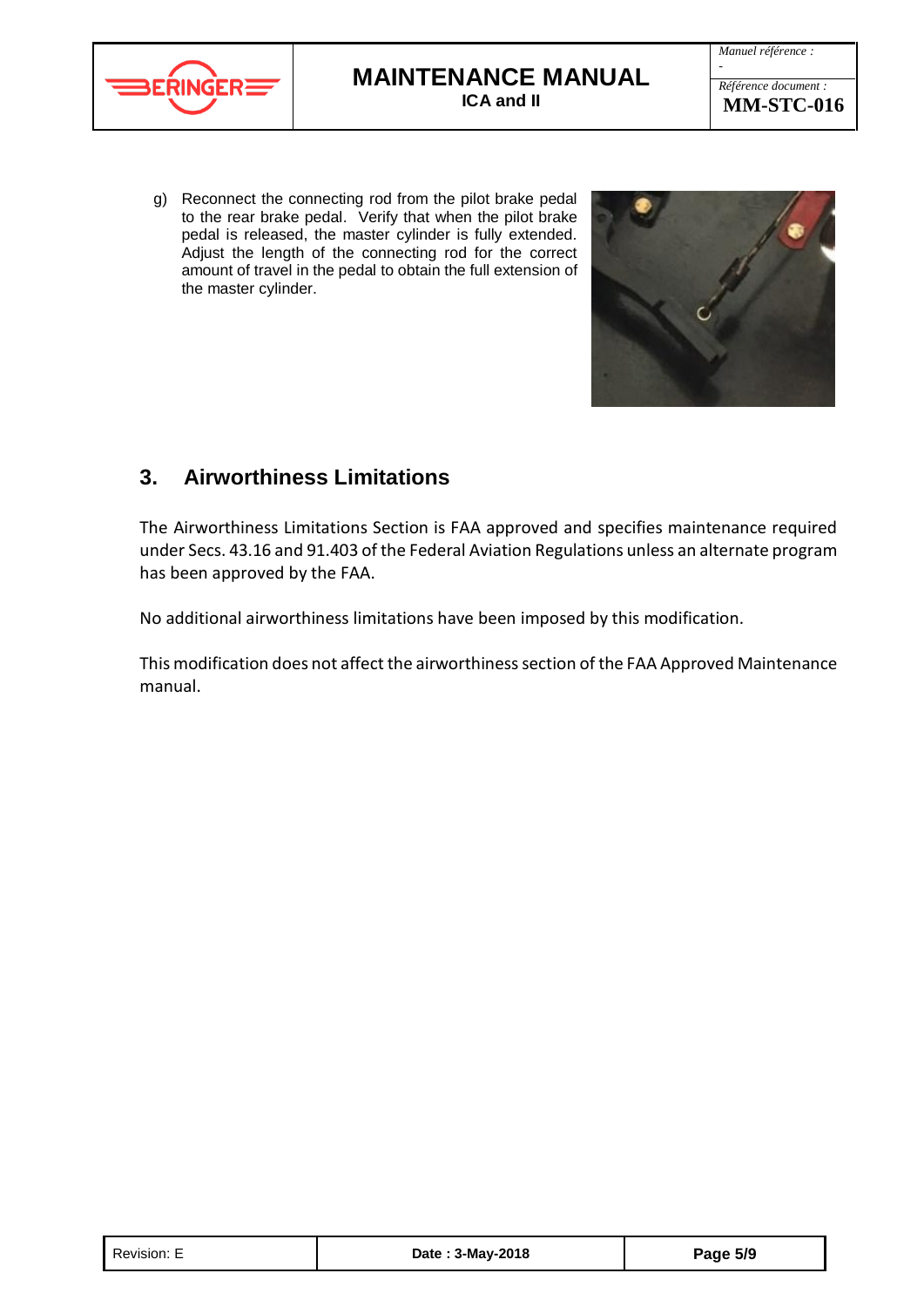g) Reconnect the connecting rod from the pilot brake pedal to the rear brake pedal. Verify that when the pilot brake pedal is released, the master cylinder is fully extended. Adjust the length of the connecting rod for the correct amount of travel in the pedal to obtain the full extension of the master cylinder.

## 3. Airworthiness Limitations

The Airworthiness Limitations Section is FAA approved and specifies maintenance required under Secs. 43.16 and 91.403 of the Federal Aviation Regulations unless an alternate program has been approved by the FAA.

No additional airworthiness limitations have been imposed by this modification.

This modification does not affect the airworthiness section of the FAA Approved Maintenance manual.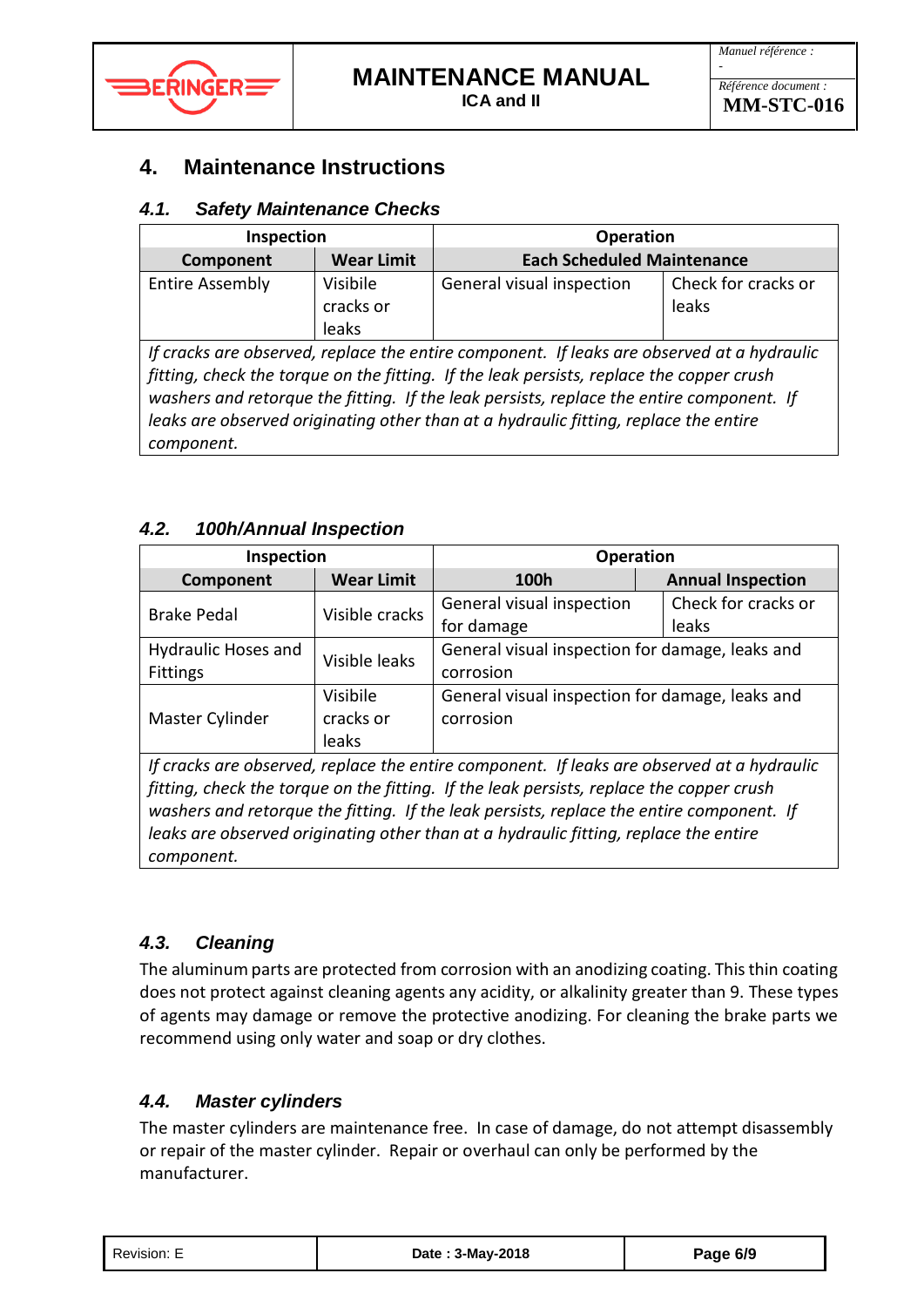# 4. Maintenance Instructions

## 4.1. *Safety Maintenance Checks*

| Inspection | | Operation | |
|---|---|---|---|
| **Component** | **Wear Limit** | **Each Scheduled Maintenance** | |
| Entire Assembly | Visible cracks or leaks | General visual inspection | Check for cracks or leaks |
| *If cracks are observed, replace the entire component. If leaks are observed at a hydraulic fitting, check the torque on the fitting. If the leak persists, replace the copper crush washers and retorque the fitting. If the leak persists, replace the entire component. If leaks are observed originating other than at a hydraulic fitting, replace the entire component.* | | | |

## 4.2. *100h/Annual Inspection*

| Inspection | | Operation | |
|---|---|---|---|
| **Component** | **Wear Limit** | **100h** | **Annual Inspection** |
| Brake Pedal | Visible cracks | General visual inspection for damage | Check for cracks or leaks |
| Hydraulic Hoses and Fittings | Visible leaks | General visual inspection for damage, leaks and corrosion | |
| Master Cylinder | Visible cracks or leaks | General visual inspection for damage, leaks and corrosion | |
| *If cracks are observed, replace the entire component. If leaks are observed at a hydraulic fitting, check the torque on the fitting. If the leak persists, replace the copper crush washers and retorque the fitting. If the leak persists, replace the entire component. If leaks are observed originating other than at a hydraulic fitting, replace the entire component.* | | | |

## 4.3. *Cleaning*

The aluminum parts are protected from corrosion with an anodizing coating. This thin coating does not protect against cleaning agents any acidity, or alkalinity greater than 9. These types of agents may damage or remove the protective anodizing. For cleaning the brake parts we recommend using only water and soap or dry clothes.

## 4.4. *Master cylinders*

The master cylinders are maintenance free. In case of damage, do not attempt disassembly or repair of the master cylinder. Repair or overhaul can only be performed by the manufacturer.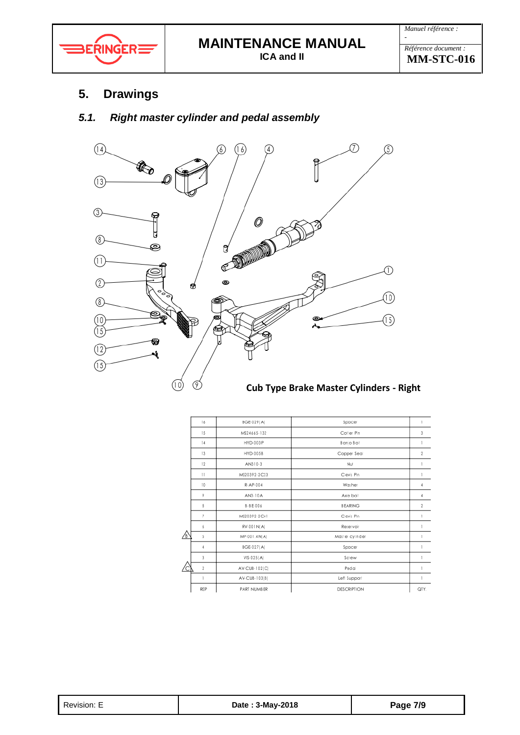## 5. Drawings

### *5.1. Right master cylinder and pedal assembly*

14
13
3
8
11
2
8
10
15
12
15
6
16
4
7
5
1
10
15
10
9

**Cub Type Brake Master Cylinders - Right**

| | REP | PART NUMBER | DESCRIPTION | QTY. |
|---|---|---|---|---|
| | 16 | BGE-029(A) | Spacer | 1 |
| | 15 | MS24665-132 | Cotter Pin | 3 |
| | 14 | HYD-003P | Banjo Bolt | 1 |
| | 13 | HYD-005B | Copper Seal | 2 |
| | 12 | AN310-3 | Nut | 1 |
| | 11 | MS20392-2C13 | Clevis Pin | 1 |
| | 10 | R-AP-004 | Washer | 4 |
| | 9 | AN3-10A | Axe bolt | 4 |
| | 8 | B-BE-006 | BEARING | 2 |
| | 7 | MS20392-2C41 | Clevis Pin | 1 |
| | 6 | RV-001N(A) | Reservoir | 1 |
| B | 5 | MP-001-4N(A) | Master cylinder | 1 |
| | 4 | BGE-027(A) | Spacer | 1 |
| | 3 | VIS-025(A) | Screw | 1 |
| C | 2 | AV-CUB-102(C) | Pedal | 1 |
| | 1 | AV-CUB-103(B) | Left Support | 1 |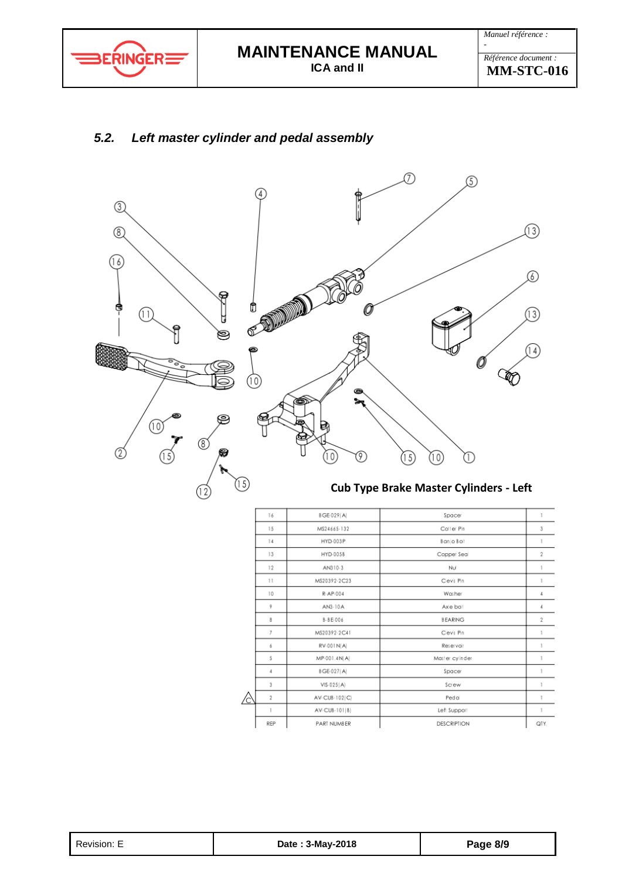## 5.2. Left master cylinder and pedal assembly

Cub Type Brake Master Cylinders - Left

| | | | |
|---|---|---|---|
| 16 | BGE-029(A) | Spacer | 1 |
| 15 | MS24665-132 | Cotter Pin | 3 |
| 14 | HYD-003P | Banjo Bolt | 1 |
| 13 | HYD-005B | Copper Seal | 2 |
| 12 | AN310-3 | Nut | 1 |
| 11 | MS20392-2C23 | Clevis Pin | 1 |
| 10 | R-AP-004 | Washer | 4 |
| 9 | AN3-10A | Axle bolt | 4 |
| 8 | B-BE-006 | BEARING | 2 |
| 7 | MS20392-2C41 | Clevis Pin | 1 |
| 6 | RV-001N(A) | Reservoir | 1 |
| 5 | MP-001.4N(A) | Master cylinder | 1 |
| 4 | BGE-027(A) | Spacer | 1 |
| 3 | VIS-025(A) | Screw | 1 |
| 2 | AV-CUB-102(C) | Pedal | 1 |
| 1 | AV-CUB-101(B) | Left Support | 1 |
| REP | PART NUMBER | DESCRIPTION | QTY. |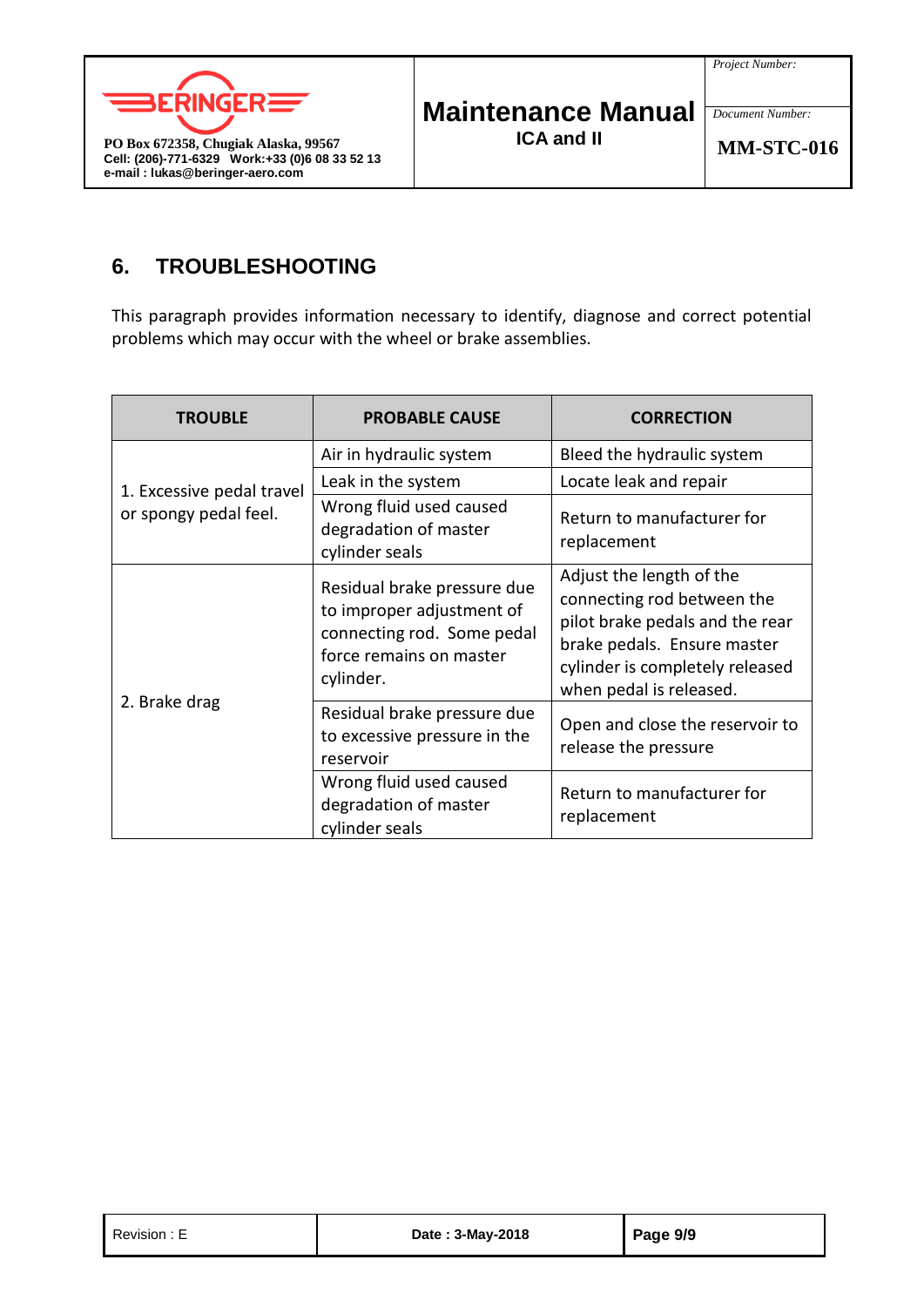## 6. TROUBLESHOOTING

This paragraph provides information necessary to identify, diagnose and correct potential problems which may occur with the wheel or brake assemblies.

| TROUBLE | PROBABLE CAUSE | CORRECTION |
|---|---|---|
| 1. Excessive pedal travel or spongy pedal feel. | Air in hydraulic system | Bleed the hydraulic system |
| | Leak in the system | Locate leak and repair |
| | Wrong fluid used caused degradation of master cylinder seals | Return to manufacturer for replacement |
| 2. Brake drag | Residual brake pressure due to improper adjustment of connecting rod. Some pedal force remains on master cylinder. | Adjust the length of the connecting rod between the pilot brake pedals and the rear brake pedals. Ensure master cylinder is completely released when pedal is released. |
| | Residual brake pressure due to excessive pressure in the reservoir | Open and close the reservoir to release the pressure |
| | Wrong fluid used caused degradation of master cylinder seals | Return to manufacturer for replacement |